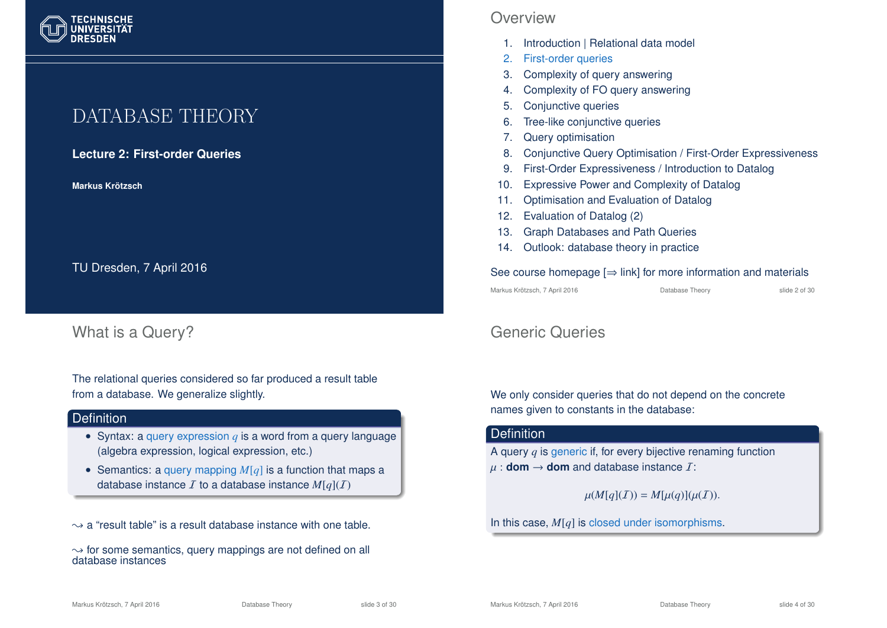# DATABASE THEORY

**Lecture 2: First-order Queries**

**Markus Krötzsch**

TU Dresden, 7 April 2016

## Overview

1. Introduction | Relational data model
2. First-order queries
3. Complexity of query answering
4. Complexity of FO query answering
5. Conjunctive queries
6. Tree-like conjunctive queries
7. Query optimisation
8. Conjunctive Query Optimisation / First-Order Expressiveness
9. First-Order Expressiveness / Introduction to Datalog
10. Expressive Power and Complexity of Datalog
11. Optimisation and Evaluation of Datalog
12. Evaluation of Datalog (2)
13. Graph Databases and Path Queries
14. Outlook: database theory in practice

See course homepage [⇒ link] for more information and materials

## What is a Query?

The relational queries considered so far produced a result table from a database. We generalize slightly.

**Definition**

- Syntax: a query expression $q$ is a word from a query language (algebra expression, logical expression, etc.)
- Semantics: a query mapping $M[q]$ is a function that maps a database instance $\mathcal{I}$ to a database instance $M[q](\mathcal{I})$

⇝ a "result table" is a result database instance with one table.

⇝ for some semantics, query mappings are not defined on all database instances

## Generic Queries

We only consider queries that do not depend on the concrete names given to constants in the database:

**Definition**

A query $q$ is generic if, for every bijective renaming function $\mu$ : **dom** → **dom** and database instance $\mathcal{I}$:

$$\mu(M[q](\mathcal{I})) = M[\mu(q)](\mu(\mathcal{I})).$$

In this case, $M[q]$ is closed under isomorphisms.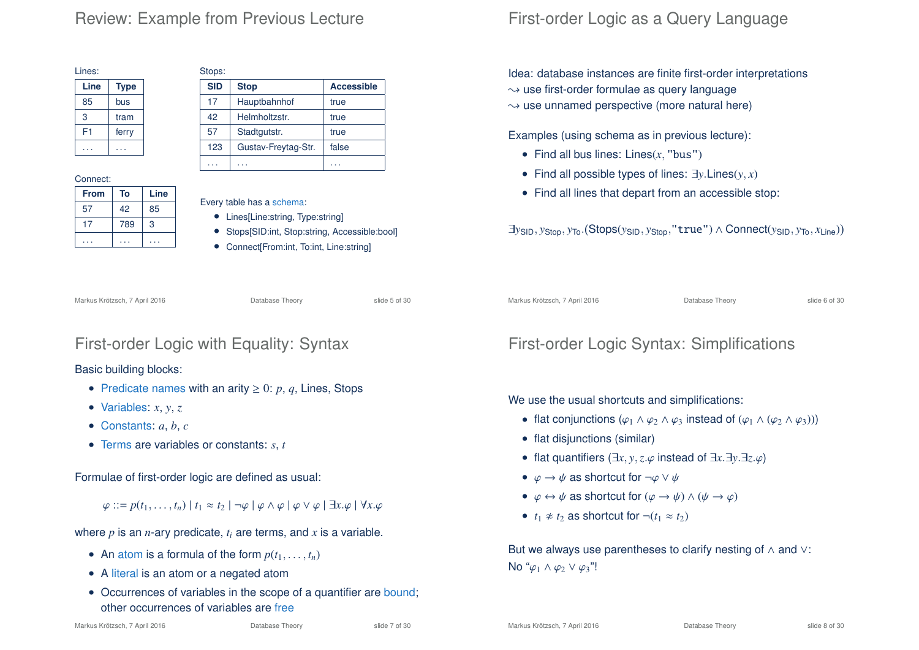## Review: Example from Previous Lecture

Lines:

| Line | Type |
|---|---|
| 85 | bus |
| 3 | tram |
| F1 | ferry |
| ... | ... |

Stops:

| SID | Stop | Accessible |
|---|---|---|
| 17 | Hauptbahnhof | true |
| 42 | Helmholtzstr. | true |
| 57 | Stadtgutstr. | true |
| 123 | Gustav-Freytag-Str. | false |
| ... | ... | ... |

Connect:

| From | To | Line |
|---|---|---|
| 57 | 42 | 85 |
| 17 | 789 | 3 |
| ... | ... | ... |

Every table has a schema:

- Lines[Line:string, Type:string]
- Stops[SID:int, Stop:string, Accessible:bool]
- Connect[From:int, To:int, Line:string]

## First-order Logic as a Query Language

Idea: database instances are finite first-order interpretations
$\leadsto$ use first-order formulae as query language
$\leadsto$ use unnamed perspective (more natural here)

Examples (using schema as in previous lecture):

- Find all bus lines: $\text{Lines}(x, \texttt{"bus"})$
- Find all possible types of lines: $\exists y.\text{Lines}(y, x)$
- Find all lines that depart from an accessible stop:

$$\exists y_{\text{SID}}, y_{\text{Stop}}, y_{\text{To}}.(\text{Stops}(y_{\text{SID}}, y_{\text{Stop}}, \texttt{"true"}) \wedge \text{Connect}(y_{\text{SID}}, y_{\text{To}}, x_{\text{Line}}))$$

## First-order Logic with Equality: Syntax

Basic building blocks:

- Predicate names with an arity $\geq 0$: $p$, $q$, Lines, Stops
- Variables: $x, y, z$
- Constants: $a, b, c$
- Terms are variables or constants: $s, t$

Formulae of first-order logic are defined as usual:

$$\varphi ::= p(t_1, \ldots, t_n) \mid t_1 \approx t_2 \mid \neg\varphi \mid \varphi \wedge \varphi \mid \varphi \vee \varphi \mid \exists x.\varphi \mid \forall x.\varphi$$

where $p$ is an $n$-ary predicate, $t_i$ are terms, and $x$ is a variable.

- An atom is a formula of the form $p(t_1, \ldots, t_n)$
- A literal is an atom or a negated atom
- Occurrences of variables in the scope of a quantifier are bound; other occurrences of variables are free

## First-order Logic Syntax: Simplifications

We use the usual shortcuts and simplifications:

- flat conjunctions ($\varphi_1 \wedge \varphi_2 \wedge \varphi_3$ instead of $(\varphi_1 \wedge (\varphi_2 \wedge \varphi_3))$)
- flat disjunctions (similar)
- flat quantifiers ($\exists x, y, z.\varphi$ instead of $\exists x.\exists y.\exists z.\varphi$)
- $\varphi \to \psi$ as shortcut for $\neg\varphi \vee \psi$
- $\varphi \leftrightarrow \psi$ as shortcut for $(\varphi \to \psi) \wedge (\psi \to \varphi)$
- $t_1 \not\approx t_2$ as shortcut for $\neg(t_1 \approx t_2)$

But we always use parentheses to clarify nesting of $\wedge$ and $\vee$:
No "$\varphi_1 \wedge \varphi_2 \vee \varphi_3$"!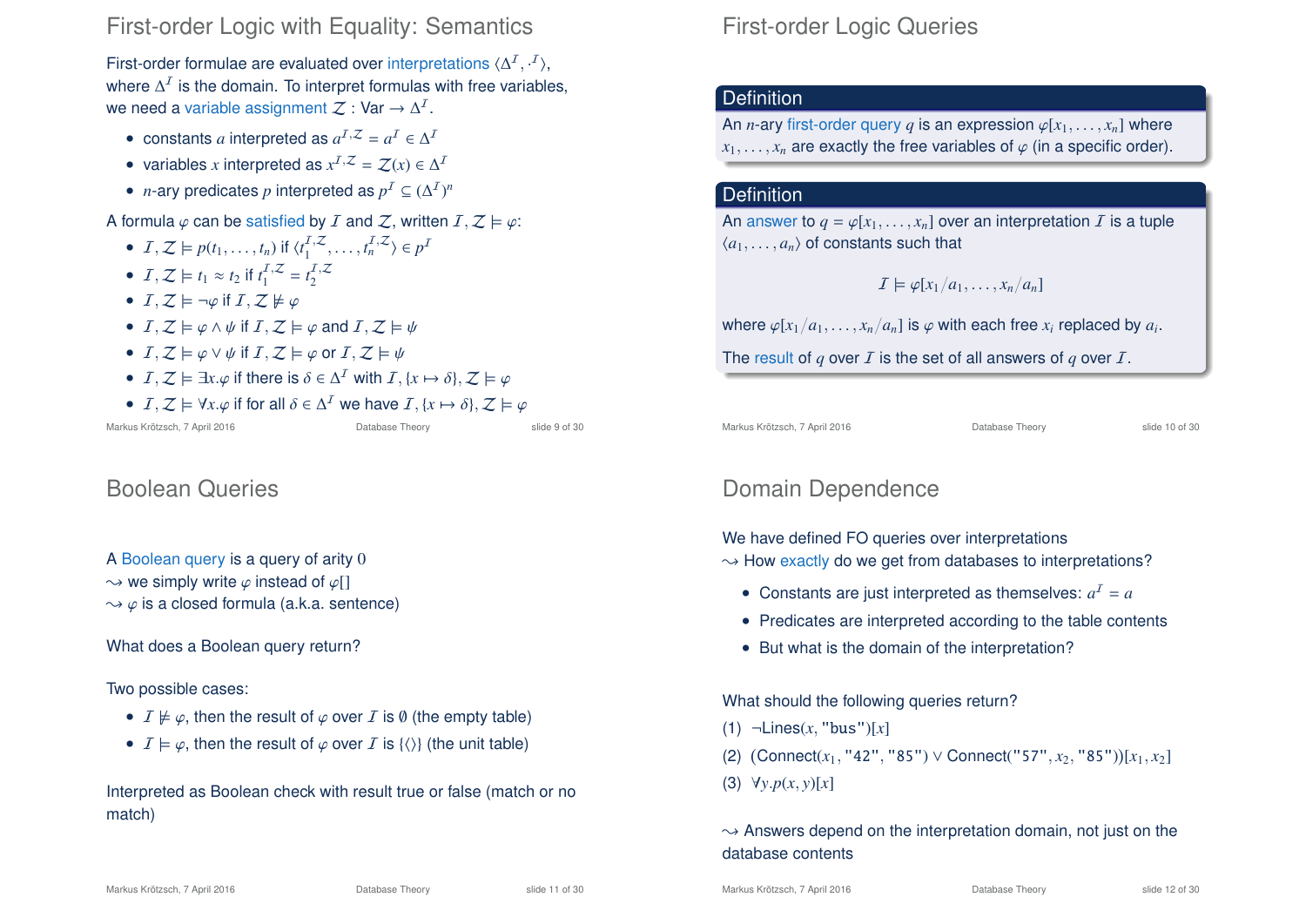# First-order Logic with Equality: Semantics

First-order formulae are evaluated over interpretations $\langle \Delta^{\mathcal{I}}, \cdot^{\mathcal{I}} \rangle$, where $\Delta^{\mathcal{I}}$ is the domain. To interpret formulas with free variables, we need a variable assignment $\mathcal{Z} : \mathsf{Var} \to \Delta^{\mathcal{I}}$.

- constants $a$ interpreted as $a^{\mathcal{I},\mathcal{Z}} = a^{\mathcal{I}} \in \Delta^{\mathcal{I}}$
- variables $x$ interpreted as $x^{\mathcal{I},\mathcal{Z}} = \mathcal{Z}(x) \in \Delta^{\mathcal{I}}$
- $n$-ary predicates $p$ interpreted as $p^{\mathcal{I}} \subseteq (\Delta^{\mathcal{I}})^n$

A formula $\varphi$ can be satisfied by $\mathcal{I}$ and $\mathcal{Z}$, written $\mathcal{I}, \mathcal{Z} \models \varphi$:

- $\mathcal{I}, \mathcal{Z} \models p(t_1, \ldots, t_n)$ if $\langle t_1^{\mathcal{I},\mathcal{Z}}, \ldots, t_n^{\mathcal{I},\mathcal{Z}} \rangle \in p^{\mathcal{I}}$
- $\mathcal{I}, \mathcal{Z} \models t_1 \approx t_2$ if $t_1^{\mathcal{I},\mathcal{Z}} = t_2^{\mathcal{I},\mathcal{Z}}$
- $\mathcal{I}, \mathcal{Z} \models \neg\varphi$ if $\mathcal{I}, \mathcal{Z} \not\models \varphi$
- $\mathcal{I}, \mathcal{Z} \models \varphi \wedge \psi$ if $\mathcal{I}, \mathcal{Z} \models \varphi$ and $\mathcal{I}, \mathcal{Z} \models \psi$
- $\mathcal{I}, \mathcal{Z} \models \varphi \vee \psi$ if $\mathcal{I}, \mathcal{Z} \models \varphi$ or $\mathcal{I}, \mathcal{Z} \models \psi$
- $\mathcal{I}, \mathcal{Z} \models \exists x.\varphi$ if there is $\delta \in \Delta^{\mathcal{I}}$ with $\mathcal{I}, \{x \mapsto \delta\}, \mathcal{Z} \models \varphi$
- $\mathcal{I}, \mathcal{Z} \models \forall x.\varphi$ if for all $\delta \in \Delta^{\mathcal{I}}$ we have $\mathcal{I}, \{x \mapsto \delta\}, \mathcal{Z} \models \varphi$

# First-order Logic Queries

**Definition**

An $n$-ary first-order query $q$ is an expression $\varphi[x_1, \ldots, x_n]$ where $x_1, \ldots, x_n$ are exactly the free variables of $\varphi$ (in a specific order).

**Definition**

An answer to $q = \varphi[x_1, \ldots, x_n]$ over an interpretation $\mathcal{I}$ is a tuple $\langle a_1, \ldots, a_n \rangle$ of constants such that

$$\mathcal{I} \models \varphi[x_1/a_1, \ldots, x_n/a_n]$$

where $\varphi[x_1/a_1, \ldots, x_n/a_n]$ is $\varphi$ with each free $x_i$ replaced by $a_i$.

The result of $q$ over $\mathcal{I}$ is the set of all answers of $q$ over $\mathcal{I}$.

# Boolean Queries

A Boolean query is a query of arity $0$
$\leadsto$ we simply write $\varphi$ instead of $\varphi[]$
$\leadsto$ $\varphi$ is a closed formula (a.k.a. sentence)

What does a Boolean query return?

Two possible cases:

- $\mathcal{I} \not\models \varphi$, then the result of $\varphi$ over $\mathcal{I}$ is $\emptyset$ (the empty table)
- $\mathcal{I} \models \varphi$, then the result of $\varphi$ over $\mathcal{I}$ is $\{\langle\rangle\}$ (the unit table)

Interpreted as Boolean check with result true or false (match or no match)

# Domain Dependence

We have defined FO queries over interpretations
$\leadsto$ How exactly do we get from databases to interpretations?

- Constants are just interpreted as themselves: $a^{\mathcal{I}} = a$
- Predicates are interpreted according to the table contents
- But what is the domain of the interpretation?

What should the following queries return?

(1) $\neg\mathsf{Lines}(x, \texttt{"bus"})[x]$

(2) $(\mathsf{Connect}(x_1, \texttt{"42"}, \texttt{"85"}) \vee \mathsf{Connect}(\texttt{"57"}, x_2, \texttt{"85"}))[x_1, x_2]$

(3) $\forall y.p(x, y)[x]$

$\leadsto$ Answers depend on the interpretation domain, not just on the database contents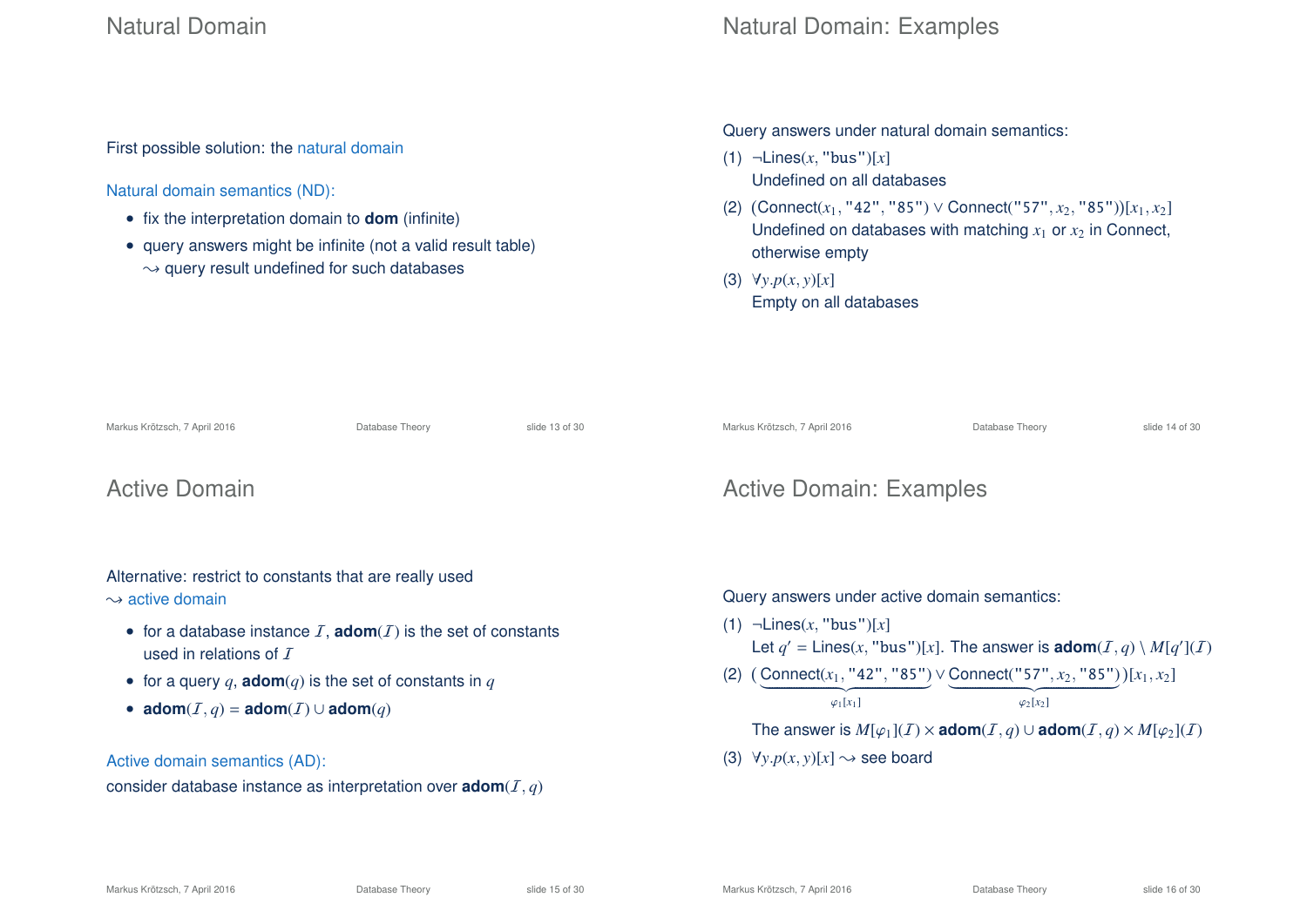# Natural Domain

First possible solution: the natural domain

Natural domain semantics (ND):

- fix the interpretation domain to **dom** (infinite)
- query answers might be infinite (not a valid result table) $\leadsto$ query result undefined for such databases

# Natural Domain: Examples

Query answers under natural domain semantics:

(1) $\neg\text{Lines}(x, \texttt{"bus"})[x]$
Undefined on all databases

(2) $(\text{Connect}(x_1, \texttt{"42"}, \texttt{"85"}) \vee \text{Connect}(\texttt{"57"}, x_2, \texttt{"85"}))[x_1, x_2]$
Undefined on databases with matching $x_1$ or $x_2$ in Connect, otherwise empty

(3) $\forall y.p(x, y)[x]$
Empty on all databases

# Active Domain

Alternative: restrict to constants that are really used $\leadsto$ active domain

- for a database instance $\mathcal{I}$, $\textbf{adom}(\mathcal{I})$ is the set of constants used in relations of $\mathcal{I}$
- for a query $q$, $\textbf{adom}(q)$ is the set of constants in $q$
- $\textbf{adom}(\mathcal{I}, q) = \textbf{adom}(\mathcal{I}) \cup \textbf{adom}(q)$

Active domain semantics (AD):
consider database instance as interpretation over $\textbf{adom}(\mathcal{I}, q)$

# Active Domain: Examples

Query answers under active domain semantics:

(1) $\neg\text{Lines}(x, \texttt{"bus"})[x]$
Let $q' = \text{Lines}(x, \texttt{"bus"})[x]$. The answer is $\textbf{adom}(\mathcal{I}, q) \setminus M[q'](\mathcal{I})$

(2) $(\underbrace{\text{Connect}(x_1, \texttt{"42"}, \texttt{"85"})}_{\varphi_1[x_1]} \vee \underbrace{\text{Connect}(\texttt{"57"}, x_2, \texttt{"85"})}_{\varphi_2[x_2]})[x_1, x_2]$

The answer is $M[\varphi_1](\mathcal{I}) \times \textbf{adom}(\mathcal{I}, q) \cup \textbf{adom}(\mathcal{I}, q) \times M[\varphi_2](\mathcal{I})$

(3) $\forall y.p(x, y)[x] \leadsto$ see board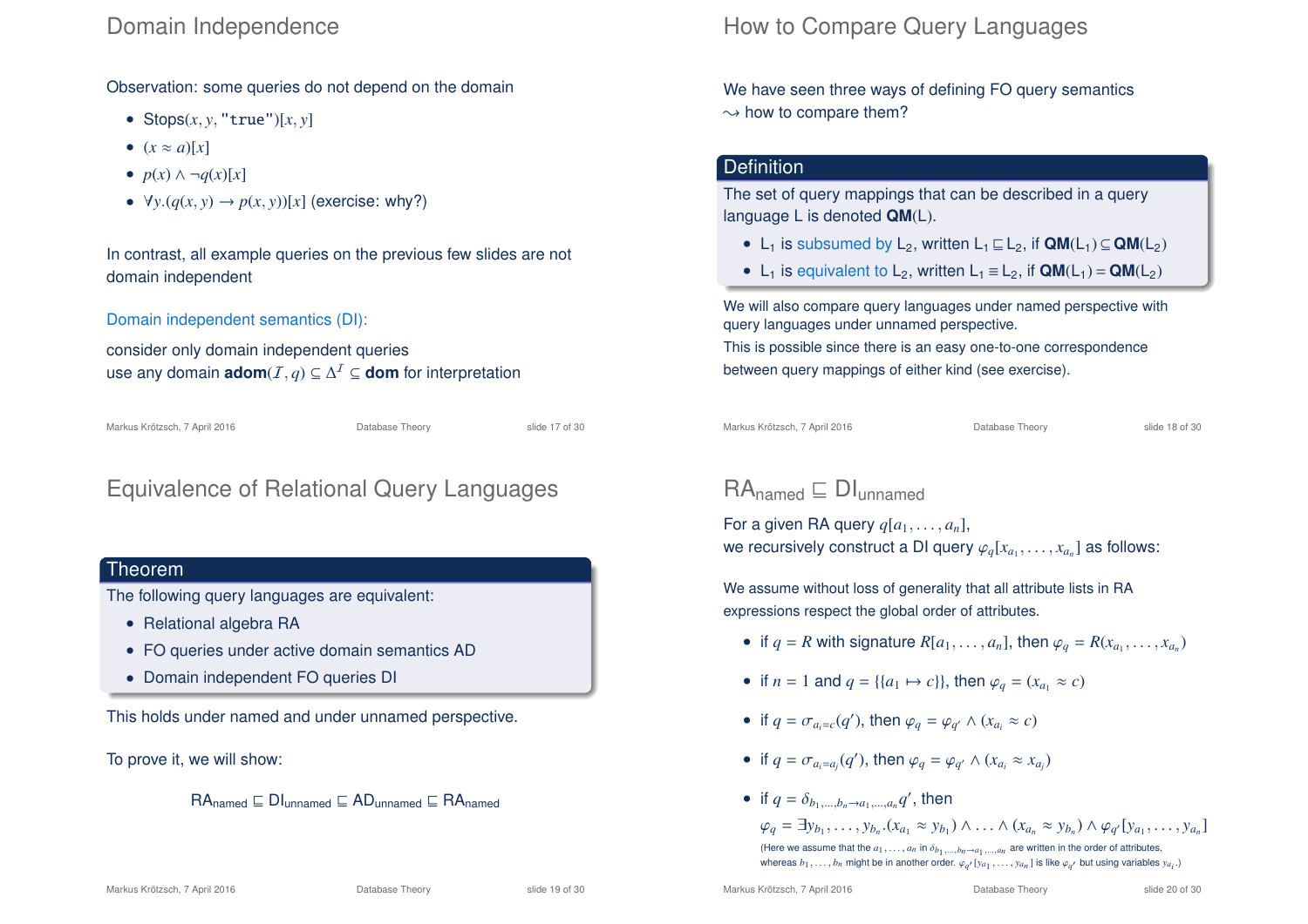# Domain Independence

Observation: some queries do not depend on the domain

- $\text{Stops}(x, y, \texttt{"true"})[x, y]$
- $(x \approx a)[x]$
- $p(x) \land \neg q(x)[x]$
- $\forall y.(q(x, y) \to p(x, y))[x]$ (exercise: why?)

In contrast, all example queries on the previous few slides are not domain independent

Domain independent semantics (DI):

consider only domain independent queries
use any domain $\textbf{adom}(\mathcal{I}, q) \subseteq \Delta^{\mathcal{I}} \subseteq \textbf{dom}$ for interpretation

# How to Compare Query Languages

We have seen three ways of defining FO query semantics
$\rightsquigarrow$ how to compare them?

## Definition

The set of query mappings that can be described in a query language L is denoted **QM**(L).

- $\text{L}_1$ is subsumed by $\text{L}_2$, written $\text{L}_1 \sqsubseteq \text{L}_2$, if $\textbf{QM}(\text{L}_1) \subseteq \textbf{QM}(\text{L}_2)$
- $\text{L}_1$ is equivalent to $\text{L}_2$, written $\text{L}_1 \equiv \text{L}_2$, if $\textbf{QM}(\text{L}_1) = \textbf{QM}(\text{L}_2)$

We will also compare query languages under named perspective with query languages under unnamed perspective.
This is possible since there is an easy one-to-one correspondence between query mappings of either kind (see exercise).

# Equivalence of Relational Query Languages

## Theorem

The following query languages are equivalent:

- Relational algebra RA
- FO queries under active domain semantics AD
- Domain independent FO queries DI

This holds under named and under unnamed perspective.

To prove it, we will show:

$$\text{RA}_{\text{named}} \sqsubseteq \text{DI}_{\text{unnamed}} \sqsubseteq \text{AD}_{\text{unnamed}} \sqsubseteq \text{RA}_{\text{named}}$$

# $\text{RA}_{\text{named}} \sqsubseteq \text{DI}_{\text{unnamed}}$

For a given RA query $q[a_1, \ldots, a_n]$,
we recursively construct a DI query $\varphi_q[x_{a_1}, \ldots, x_{a_n}]$ as follows:

We assume without loss of generality that all attribute lists in RA expressions respect the global order of attributes.

- if $q = R$ with signature $R[a_1, \ldots, a_n]$, then $\varphi_q = R(x_{a_1}, \ldots, x_{a_n})$
- if $n = 1$ and $q = \{\{a_1 \mapsto c\}\}$, then $\varphi_q = (x_{a_1} \approx c)$
- if $q = \sigma_{a_i=c}(q')$, then $\varphi_q = \varphi_{q'} \land (x_{a_i} \approx c)$
- if $q = \sigma_{a_i=a_j}(q')$, then $\varphi_q = \varphi_{q'} \land (x_{a_i} \approx x_{a_j})$
- if $q = \delta_{b_1,\ldots,b_n \to a_1,\ldots,a_n} q'$, then
  $\varphi_q = \exists y_{b_1}, \ldots, y_{b_n}.(x_{a_1} \approx y_{b_1}) \land \ldots \land (x_{a_n} \approx y_{b_n}) \land \varphi_{q'}[y_{a_1}, \ldots, y_{a_n}]$
  (Here we assume that the $a_1, \ldots, a_n$ in $\delta_{b_1,\ldots,b_n \to a_1,\ldots,a_n}$ are written in the order of attributes, whereas $b_1, \ldots, b_n$ might be in another order. $\varphi_{q'}[y_{a_1}, \ldots, y_{a_n}]$ is like $\varphi_{q'}$ but using variables $y_{a_i}$.)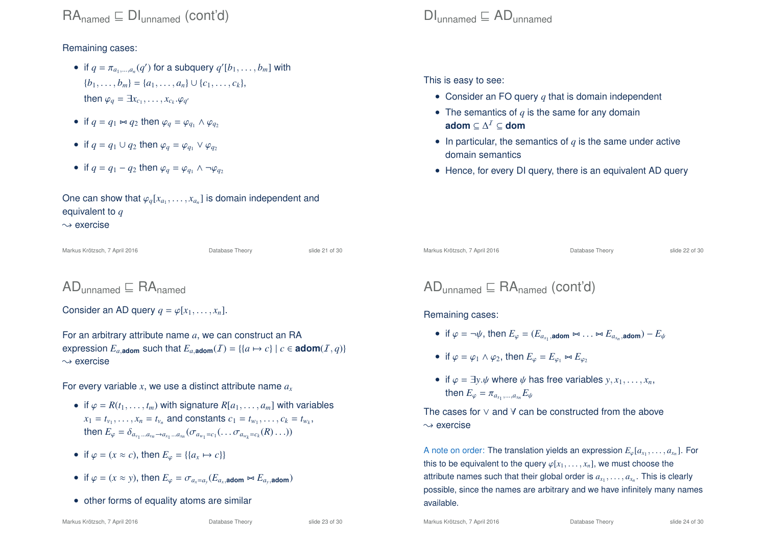## $\mathsf{RA}_{\text{named}} \sqsubseteq \mathsf{DI}_{\text{unnamed}}$ (cont'd)

Remaining cases:

- if $q = \pi_{a_1,\ldots,a_n}(q')$ for a subquery $q'[b_1,\ldots,b_m]$ with $\{b_1,\ldots,b_m\} = \{a_1,\ldots,a_n\} \cup \{c_1,\ldots,c_k\}$, then $\varphi_q = \exists x_{c_1},\ldots,x_{c_k}.\varphi_{q'}$
- if $q = q_1 \bowtie q_2$ then $\varphi_q = \varphi_{q_1} \wedge \varphi_{q_2}$
- if $q = q_1 \cup q_2$ then $\varphi_q = \varphi_{q_1} \vee \varphi_{q_2}$
- if $q = q_1 - q_2$ then $\varphi_q = \varphi_{q_1} \wedge \neg\varphi_{q_2}$

One can show that $\varphi_q[x_{a_1},\ldots,x_{a_n}]$ is domain independent and equivalent to $q$
$\rightsquigarrow$ exercise

## $\mathsf{DI}_{\text{unnamed}} \sqsubseteq \mathsf{AD}_{\text{unnamed}}$

This is easy to see:

- Consider an FO query $q$ that is domain independent
- The semantics of $q$ is the same for any domain **adom** $\subseteq \Delta^{\mathcal{I}} \subseteq$ **dom**
- In particular, the semantics of $q$ is the same under active domain semantics
- Hence, for every DI query, there is an equivalent AD query

## $\mathsf{AD}_{\text{unnamed}} \sqsubseteq \mathsf{RA}_{\text{named}}$

Consider an AD query $q = \varphi[x_1,\ldots,x_n]$.

For an arbitrary attribute name $a$, we can construct an RA expression $E_{a,\textbf{adom}}$ such that $E_{a,\textbf{adom}}(\mathcal{I}) = \{\{a \mapsto c\} \mid c \in \textbf{adom}(\mathcal{I}, q)\}$
$\rightsquigarrow$ exercise

For every variable $x$, we use a distinct attribute name $a_x$

- if $\varphi = R(t_1,\ldots,t_m)$ with signature $R[a_1,\ldots,a_m]$ with variables $x_1 = t_{v_1},\ldots,x_n = t_{v_n}$ and constants $c_1 = t_{w_1},\ldots,c_k = t_{w_k}$, then $E_\varphi = \delta_{a_{v_1}\ldots a_{v_n} \to a_{x_1}\ldots a_{x_n}}(\sigma_{a_{w_1}=c_1}(\ldots\sigma_{a_{w_k}=c_k}(R)\ldots))$
- if $\varphi = (x \approx c)$, then $E_\varphi = \{\{a_x \mapsto c\}\}$
- if $\varphi = (x \approx y)$, then $E_\varphi = \sigma_{a_x=a_y}(E_{a_x,\textbf{adom}} \bowtie E_{a_y,\textbf{adom}})$
- other forms of equality atoms are similar

## $\mathsf{AD}_{\text{unnamed}} \sqsubseteq \mathsf{RA}_{\text{named}}$ (cont'd)

Remaining cases:

- if $\varphi = \neg\psi$, then $E_\varphi = (E_{a_{x_1},\textbf{adom}} \bowtie \ldots \bowtie E_{a_{x_n},\textbf{adom}}) - E_\psi$
- if $\varphi = \varphi_1 \wedge \varphi_2$, then $E_\varphi = E_{\varphi_1} \bowtie E_{\varphi_2}$
- if $\varphi = \exists y.\psi$ where $\psi$ has free variables $y, x_1,\ldots,x_n$, then $E_\varphi = \pi_{a_{x_1},\ldots,a_{x_n}} E_\psi$

The cases for $\vee$ and $\forall$ can be constructed from the above
$\rightsquigarrow$ exercise

A note on order: The translation yields an expression $E_\varphi[a_{x_1},\ldots,a_{x_n}]$. For this to be equivalent to the query $\varphi[x_1,\ldots,x_n]$, we must choose the attribute names such that their global order is $a_{x_1},\ldots,a_{x_n}$. This is clearly possible, since the names are arbitrary and we have infinitely many names available.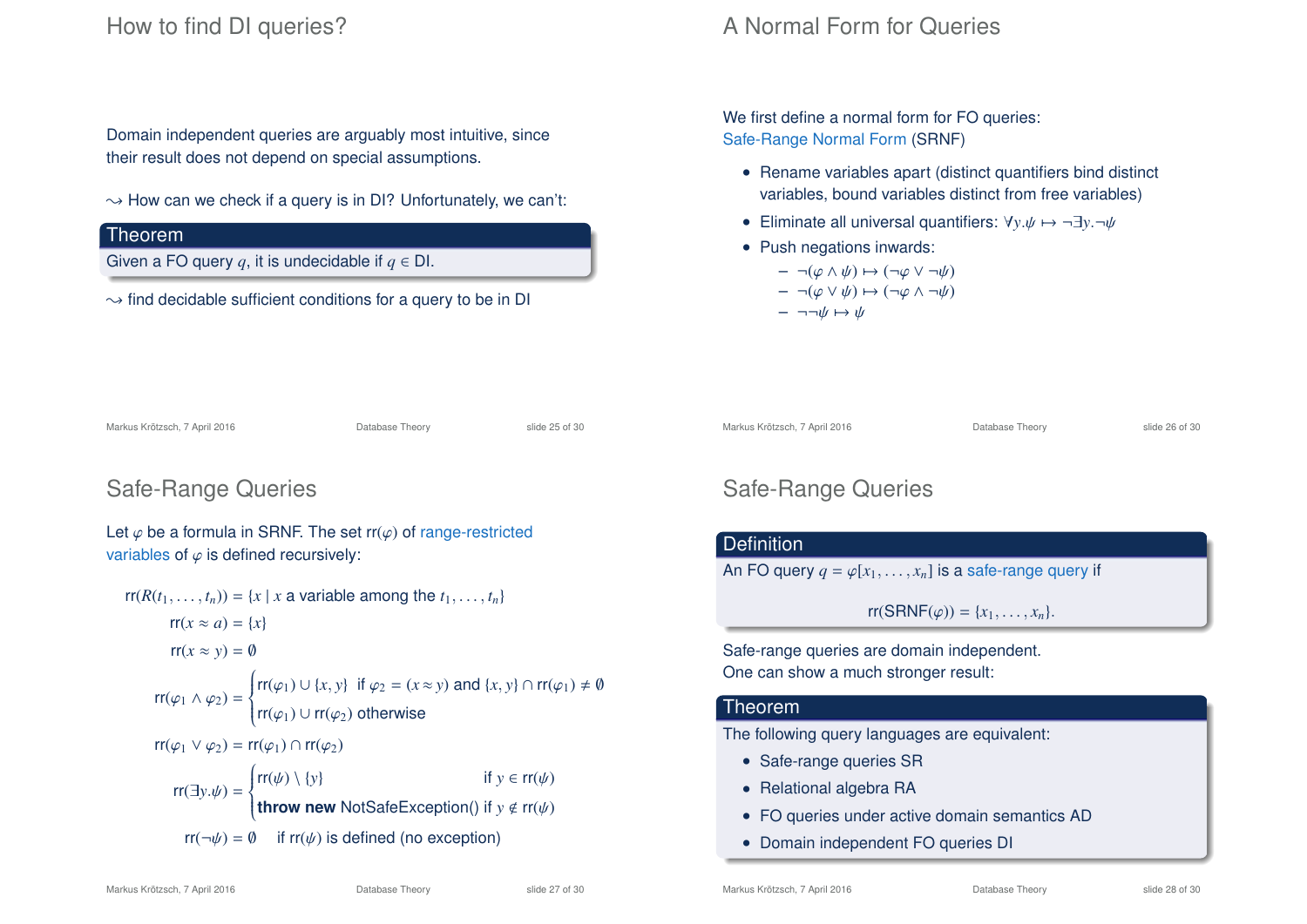## How to find DI queries?

Domain independent queries are arguably most intuitive, since their result does not depend on special assumptions.

⇝ How can we check if a query is in DI? Unfortunately, we can't:

**Theorem**

Given a FO query $q$, it is undecidable if $q \in$ DI.

⇝ find decidable sufficient conditions for a query to be in DI

## A Normal Form for Queries

We first define a normal form for FO queries: Safe-Range Normal Form (SRNF)

- Rename variables apart (distinct quantifiers bind distinct variables, bound variables distinct from free variables)
- Eliminate all universal quantifiers: $\forall y.\psi \mapsto \neg\exists y.\neg\psi$
- Push negations inwards:
  - $\neg(\varphi \wedge \psi) \mapsto (\neg\varphi \vee \neg\psi)$
  - $\neg(\varphi \vee \psi) \mapsto (\neg\varphi \wedge \neg\psi)$
  - $\neg\neg\psi \mapsto \psi$

## Safe-Range Queries

Let $\varphi$ be a formula in SRNF. The set $\mathsf{rr}(\varphi)$ of range-restricted variables of $\varphi$ is defined recursively:

$$\mathsf{rr}(R(t_1, \ldots, t_n)) = \{x \mid x \text{ a variable among the } t_1, \ldots, t_n\}$$

$$\mathsf{rr}(x \approx a) = \{x\}$$

$$\mathsf{rr}(x \approx y) = \emptyset$$

$$\mathsf{rr}(\varphi_1 \wedge \varphi_2) = \begin{cases} \mathsf{rr}(\varphi_1) \cup \{x, y\} & \text{if } \varphi_2 = (x \approx y) \text{ and } \{x, y\} \cap \mathsf{rr}(\varphi_1) \neq \emptyset \\ \mathsf{rr}(\varphi_1) \cup \mathsf{rr}(\varphi_2) & \text{otherwise} \end{cases}$$

$$\mathsf{rr}(\varphi_1 \vee \varphi_2) = \mathsf{rr}(\varphi_1) \cap \mathsf{rr}(\varphi_2)$$

$$\mathsf{rr}(\exists y.\psi) = \begin{cases} \mathsf{rr}(\psi) \setminus \{y\} & \text{if } y \in \mathsf{rr}(\psi) \\ \textbf{throw new } \text{NotSafeException()} & \text{if } y \notin \mathsf{rr}(\psi) \end{cases}$$

$$\mathsf{rr}(\neg\psi) = \emptyset \quad \text{if } \mathsf{rr}(\psi) \text{ is defined (no exception)}$$

## Safe-Range Queries

**Definition**

An FO query $q = \varphi[x_1, \ldots, x_n]$ is a safe-range query if

$$\mathsf{rr}(\mathsf{SRNF}(\varphi)) = \{x_1, \ldots, x_n\}.$$

Safe-range queries are domain independent.
One can show a much stronger result:

**Theorem**

The following query languages are equivalent:

- Safe-range queries SR
- Relational algebra RA
- FO queries under active domain semantics AD
- Domain independent FO queries DI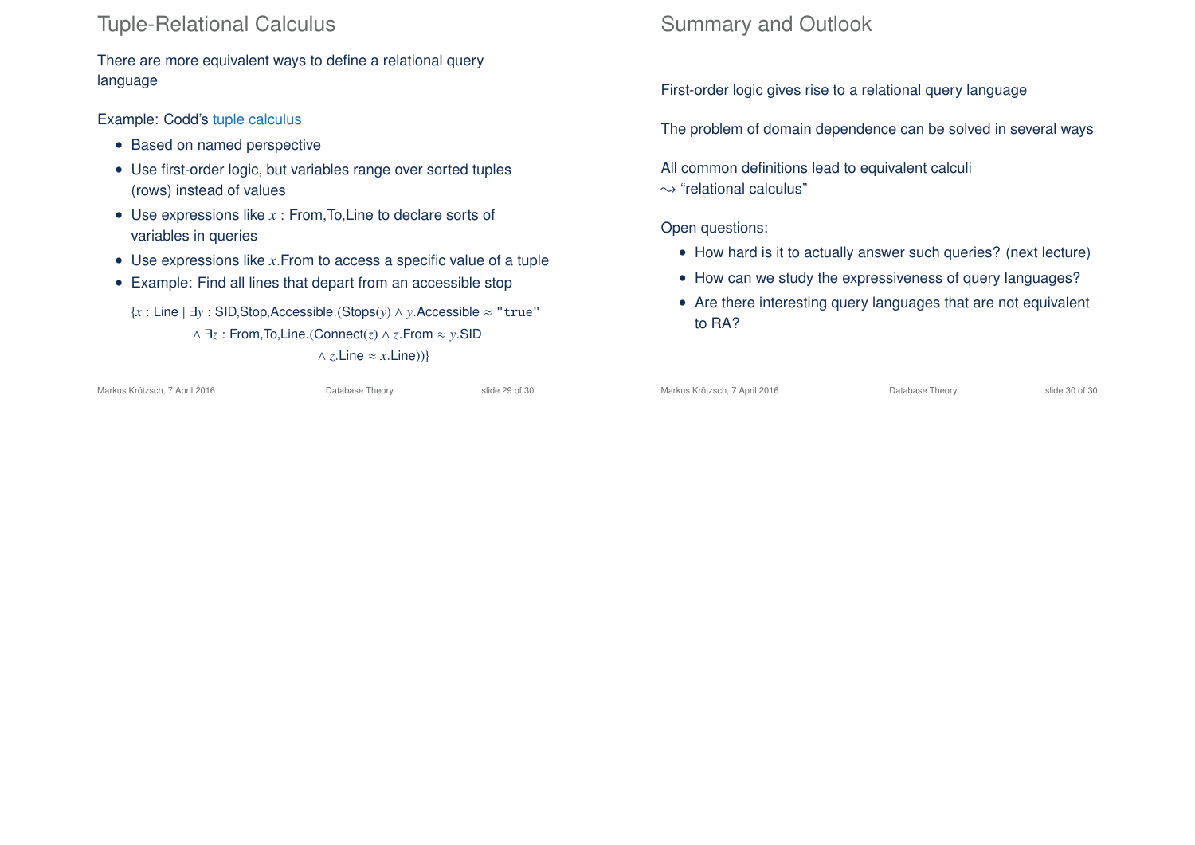## Tuple-Relational Calculus

There are more equivalent ways to define a relational query language

Example: Codd's tuple calculus

- Based on named perspective
- Use first-order logic, but variables range over sorted tuples (rows) instead of values
- Use expressions like $x$ : From,To,Line to declare sorts of variables in queries
- Use expressions like $x$.From to access a specific value of a tuple
- Example: Find all lines that depart from an accessible stop

$$\{x : \text{Line} \mid \exists y : \text{SID,Stop,Accessible}.(\text{Stops}(y) \land y.\text{Accessible} \approx \texttt{"true"} \\ \land \exists z : \text{From,To,Line}.(\text{Connect}(z) \land z.\text{From} \approx y.\text{SID} \\ \land z.\text{Line} \approx x.\text{Line}))\}$$

## Summary and Outlook

First-order logic gives rise to a relational query language

The problem of domain dependence can be solved in several ways

All common definitions lead to equivalent calculi
$\leadsto$ "relational calculus"

Open questions:

- How hard is it to actually answer such queries? (next lecture)
- How can we study the expressiveness of query languages?
- Are there interesting query languages that are not equivalent to RA?